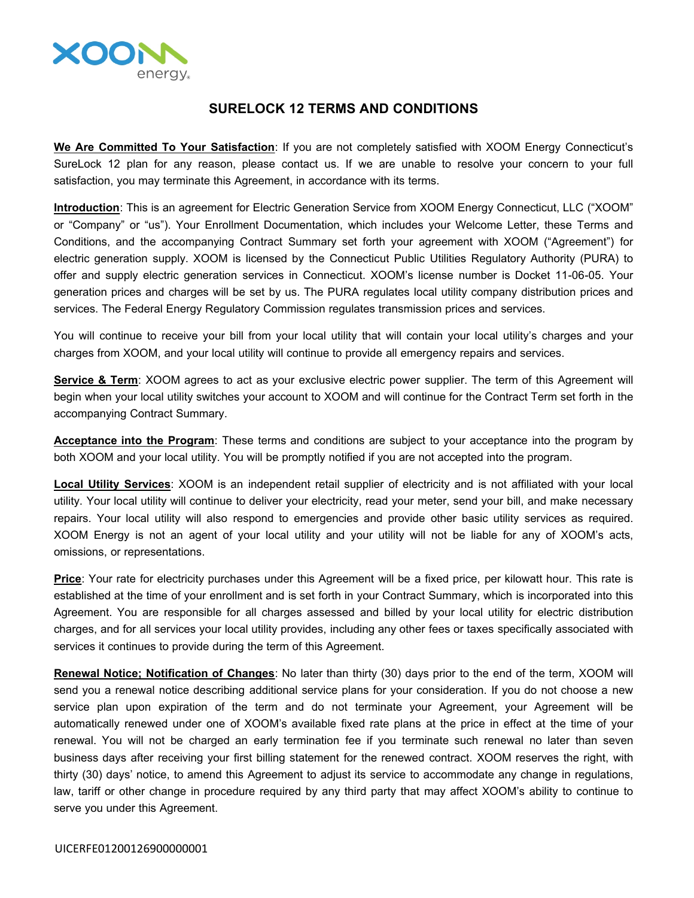# SURELOCK 12 TERMS AND CONDITIONS

**We Are Committed To Your Satisfaction**: If you are not completely satisfied with XOOM Energy Connecticut's SureLock 12 plan for any reason, please contact us. If we are unable to resolve your concern to your full satisfaction, you may terminate this Agreement, in accordance with its terms.

**Introduction**: This is an agreement for Electric Generation Service from XOOM Energy Connecticut, LLC ("XOOM" or "Company" or "us"). Your Enrollment Documentation, which includes your Welcome Letter, these Terms and Conditions, and the accompanying Contract Summary set forth your agreement with XOOM ("Agreement") for electric generation supply. XOOM is licensed by the Connecticut Public Utilities Regulatory Authority (PURA) to offer and supply electric generation services in Connecticut. XOOM's license number is Docket 11-06-05. Your generation prices and charges will be set by us. The PURA regulates local utility company distribution prices and services. The Federal Energy Regulatory Commission regulates transmission prices and services.

You will continue to receive your bill from your local utility that will contain your local utility's charges and your charges from XOOM, and your local utility will continue to provide all emergency repairs and services.

**Service & Term**: XOOM agrees to act as your exclusive electric power supplier. The term of this Agreement will begin when your local utility switches your account to XOOM and will continue for the Contract Term set forth in the accompanying Contract Summary.

**Acceptance into the Program**: These terms and conditions are subject to your acceptance into the program by both XOOM and your local utility. You will be promptly notified if you are not accepted into the program.

**Local Utility Services**: XOOM is an independent retail supplier of electricity and is not affiliated with your local utility. Your local utility will continue to deliver your electricity, read your meter, send your bill, and make necessary repairs. Your local utility will also respond to emergencies and provide other basic utility services as required. XOOM Energy is not an agent of your local utility and your utility will not be liable for any of XOOM's acts, omissions, or representations.

**Price**: Your rate for electricity purchases under this Agreement will be a fixed price, per kilowatt hour. This rate is established at the time of your enrollment and is set forth in your Contract Summary, which is incorporated into this Agreement. You are responsible for all charges assessed and billed by your local utility for electric distribution charges, and for all services your local utility provides, including any other fees or taxes specifically associated with services it continues to provide during the term of this Agreement.

**Renewal Notice; Notification of Changes**: No later than thirty (30) days prior to the end of the term, XOOM will send you a renewal notice describing additional service plans for your consideration. If you do not choose a new service plan upon expiration of the term and do not terminate your Agreement, your Agreement will be automatically renewed under one of XOOM's available fixed rate plans at the price in effect at the time of your renewal. You will not be charged an early termination fee if you terminate such renewal no later than seven business days after receiving your first billing statement for the renewed contract. XOOM reserves the right, with thirty (30) days' notice, to amend this Agreement to adjust its service to accommodate any change in regulations, law, tariff or other change in procedure required by any third party that may affect XOOM's ability to continue to serve you under this Agreement.

UICERFE01200126900000001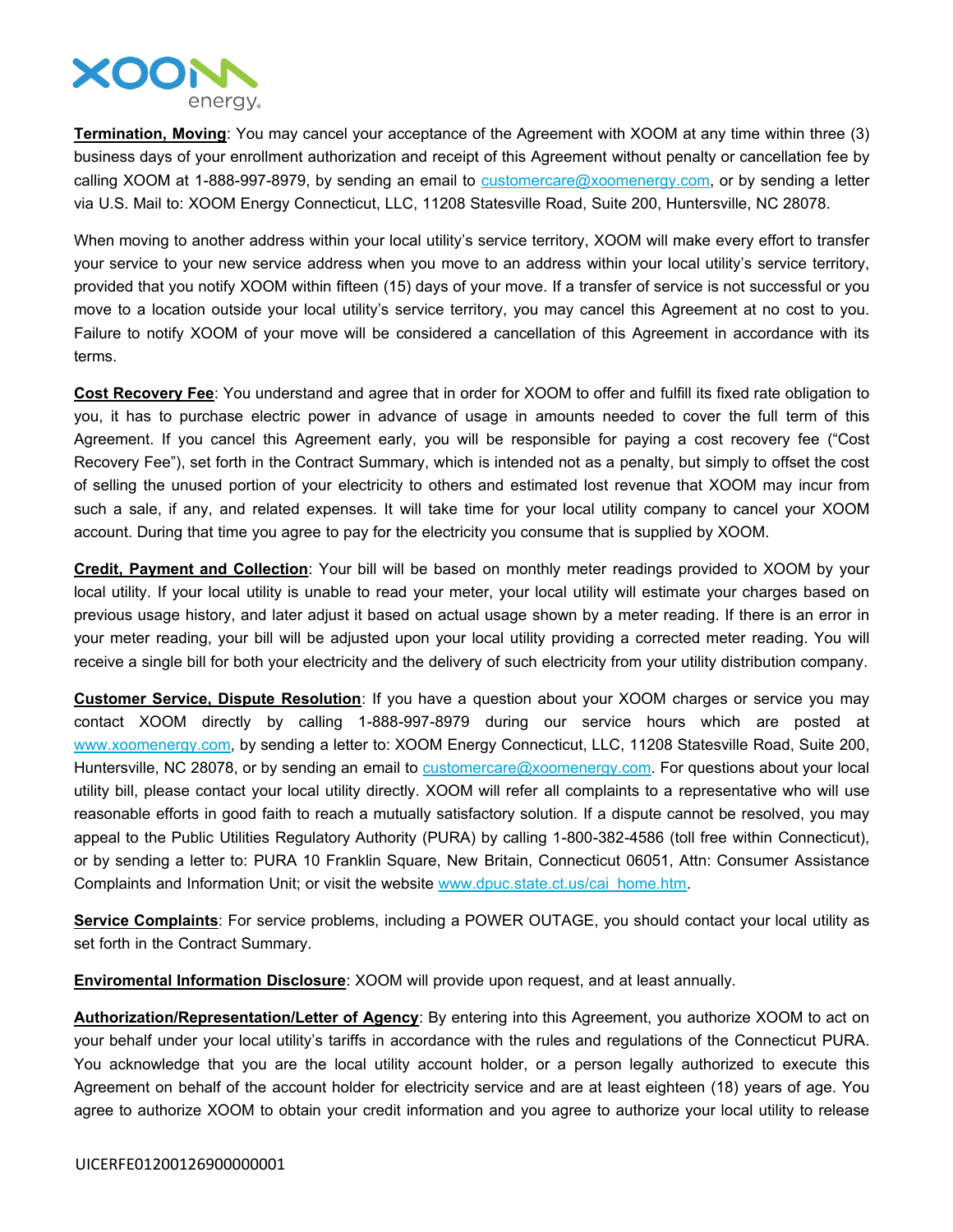**Termination, Moving**: You may cancel your acceptance of the Agreement with XOOM at any time within three (3) business days of your enrollment authorization and receipt of this Agreement without penalty or cancellation fee by calling XOOM at 1-888-997-8979, by sending an email to customercare@xoomenergy.com, or by sending a letter via U.S. Mail to: XOOM Energy Connecticut, LLC, 11208 Statesville Road, Suite 200, Huntersville, NC 28078.

When moving to another address within your local utility's service territory, XOOM will make every effort to transfer your service to your new service address when you move to an address within your local utility's service territory, provided that you notify XOOM within fifteen (15) days of your move. If a transfer of service is not successful or you move to a location outside your local utility's service territory, you may cancel this Agreement at no cost to you. Failure to notify XOOM of your move will be considered a cancellation of this Agreement in accordance with its terms.

**Cost Recovery Fee**: You understand and agree that in order for XOOM to offer and fulfill its fixed rate obligation to you, it has to purchase electric power in advance of usage in amounts needed to cover the full term of this Agreement. If you cancel this Agreement early, you will be responsible for paying a cost recovery fee ("Cost Recovery Fee"), set forth in the Contract Summary, which is intended not as a penalty, but simply to offset the cost of selling the unused portion of your electricity to others and estimated lost revenue that XOOM may incur from such a sale, if any, and related expenses. It will take time for your local utility company to cancel your XOOM account. During that time you agree to pay for the electricity you consume that is supplied by XOOM.

**Credit, Payment and Collection**: Your bill will be based on monthly meter readings provided to XOOM by your local utility. If your local utility is unable to read your meter, your local utility will estimate your charges based on previous usage history, and later adjust it based on actual usage shown by a meter reading. If there is an error in your meter reading, your bill will be adjusted upon your local utility providing a corrected meter reading. You will receive a single bill for both your electricity and the delivery of such electricity from your utility distribution company.

**Customer Service, Dispute Resolution**: If you have a question about your XOOM charges or service you may contact XOOM directly by calling 1-888-997-8979 during our service hours which are posted at www.xoomenergy.com, by sending a letter to: XOOM Energy Connecticut, LLC, 11208 Statesville Road, Suite 200, Huntersville, NC 28078, or by sending an email to customercare@xoomenergy.com. For questions about your local utility bill, please contact your local utility directly. XOOM will refer all complaints to a representative who will use reasonable efforts in good faith to reach a mutually satisfactory solution. If a dispute cannot be resolved, you may appeal to the Public Utilities Regulatory Authority (PURA) by calling 1-800-382-4586 (toll free within Connecticut), or by sending a letter to: PURA 10 Franklin Square, New Britain, Connecticut 06051, Attn: Consumer Assistance Complaints and Information Unit; or visit the website www.dpuc.state.ct.us/cai_home.htm.

**Service Complaints**: For service problems, including a POWER OUTAGE, you should contact your local utility as set forth in the Contract Summary.

**Enviromental Information Disclosure**: XOOM will provide upon request, and at least annually.

**Authorization/Representation/Letter of Agency**: By entering into this Agreement, you authorize XOOM to act on your behalf under your local utility's tariffs in accordance with the rules and regulations of the Connecticut PURA. You acknowledge that you are the local utility account holder, or a person legally authorized to execute this Agreement on behalf of the account holder for electricity service and are at least eighteen (18) years of age. You agree to authorize XOOM to obtain your credit information and you agree to authorize your local utility to release

UICERFE01200126900000001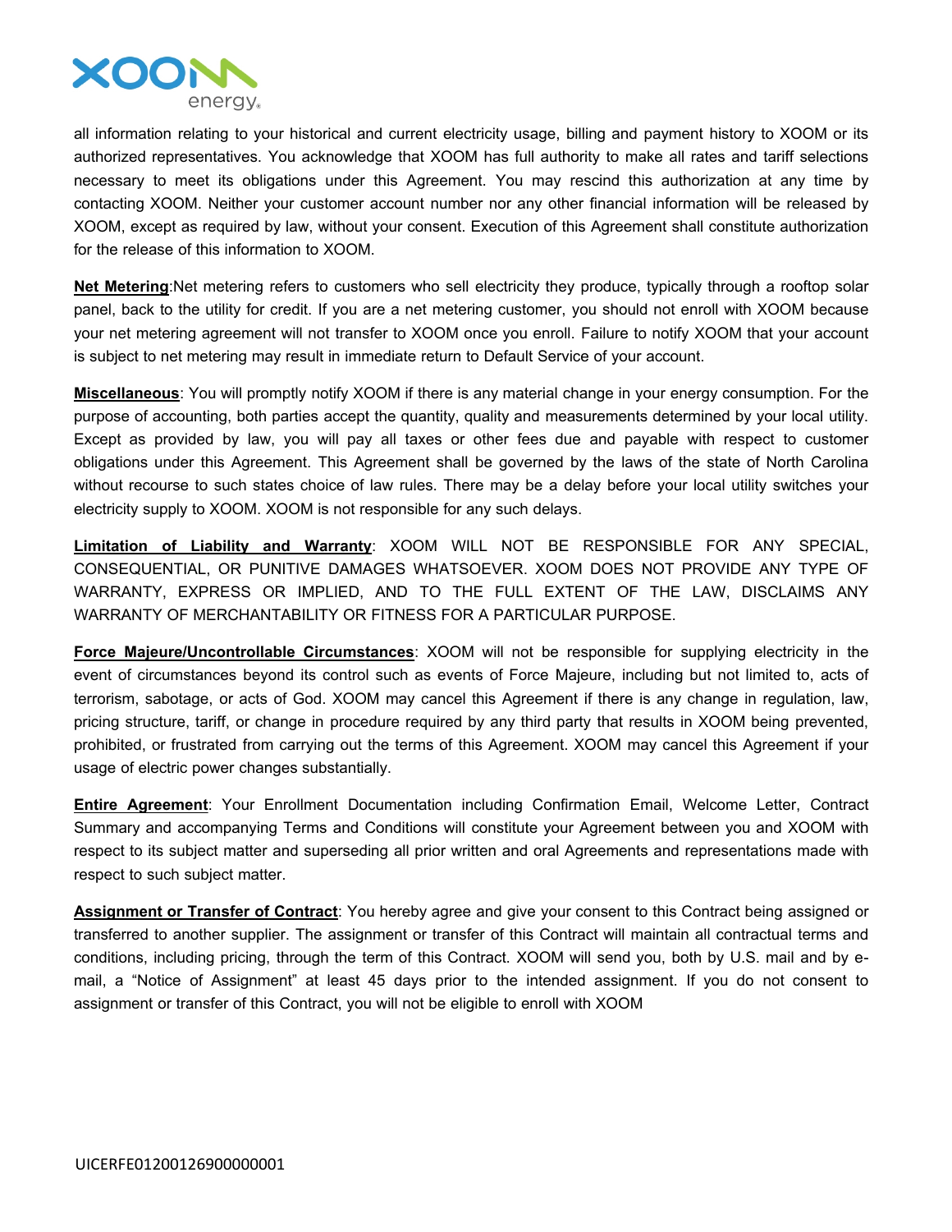all information relating to your historical and current electricity usage, billing and payment history to XOOM or its authorized representatives. You acknowledge that XOOM has full authority to make all rates and tariff selections necessary to meet its obligations under this Agreement. You may rescind this authorization at any time by contacting XOOM. Neither your customer account number nor any other financial information will be released by XOOM, except as required by law, without your consent. Execution of this Agreement shall constitute authorization for the release of this information to XOOM.

**Net Metering**:Net metering refers to customers who sell electricity they produce, typically through a rooftop solar panel, back to the utility for credit. If you are a net metering customer, you should not enroll with XOOM because your net metering agreement will not transfer to XOOM once you enroll. Failure to notify XOOM that your account is subject to net metering may result in immediate return to Default Service of your account.

**Miscellaneous**: You will promptly notify XOOM if there is any material change in your energy consumption. For the purpose of accounting, both parties accept the quantity, quality and measurements determined by your local utility. Except as provided by law, you will pay all taxes or other fees due and payable with respect to customer obligations under this Agreement. This Agreement shall be governed by the laws of the state of North Carolina without recourse to such states choice of law rules. There may be a delay before your local utility switches your electricity supply to XOOM. XOOM is not responsible for any such delays.

**Limitation of Liability and Warranty**: XOOM WILL NOT BE RESPONSIBLE FOR ANY SPECIAL, CONSEQUENTIAL, OR PUNITIVE DAMAGES WHATSOEVER. XOOM DOES NOT PROVIDE ANY TYPE OF WARRANTY, EXPRESS OR IMPLIED, AND TO THE FULL EXTENT OF THE LAW, DISCLAIMS ANY WARRANTY OF MERCHANTABILITY OR FITNESS FOR A PARTICULAR PURPOSE.

**Force Majeure/Uncontrollable Circumstances**: XOOM will not be responsible for supplying electricity in the event of circumstances beyond its control such as events of Force Majeure, including but not limited to, acts of terrorism, sabotage, or acts of God. XOOM may cancel this Agreement if there is any change in regulation, law, pricing structure, tariff, or change in procedure required by any third party that results in XOOM being prevented, prohibited, or frustrated from carrying out the terms of this Agreement. XOOM may cancel this Agreement if your usage of electric power changes substantially.

**Entire Agreement**: Your Enrollment Documentation including Confirmation Email, Welcome Letter, Contract Summary and accompanying Terms and Conditions will constitute your Agreement between you and XOOM with respect to its subject matter and superseding all prior written and oral Agreements and representations made with respect to such subject matter.

**Assignment or Transfer of Contract**: You hereby agree and give your consent to this Contract being assigned or transferred to another supplier. The assignment or transfer of this Contract will maintain all contractual terms and conditions, including pricing, through the term of this Contract. XOOM will send you, both by U.S. mail and by e-mail, a "Notice of Assignment" at least 45 days prior to the intended assignment. If you do not consent to assignment or transfer of this Contract, you will not be eligible to enroll with XOOM

UICERFE01200126900000001